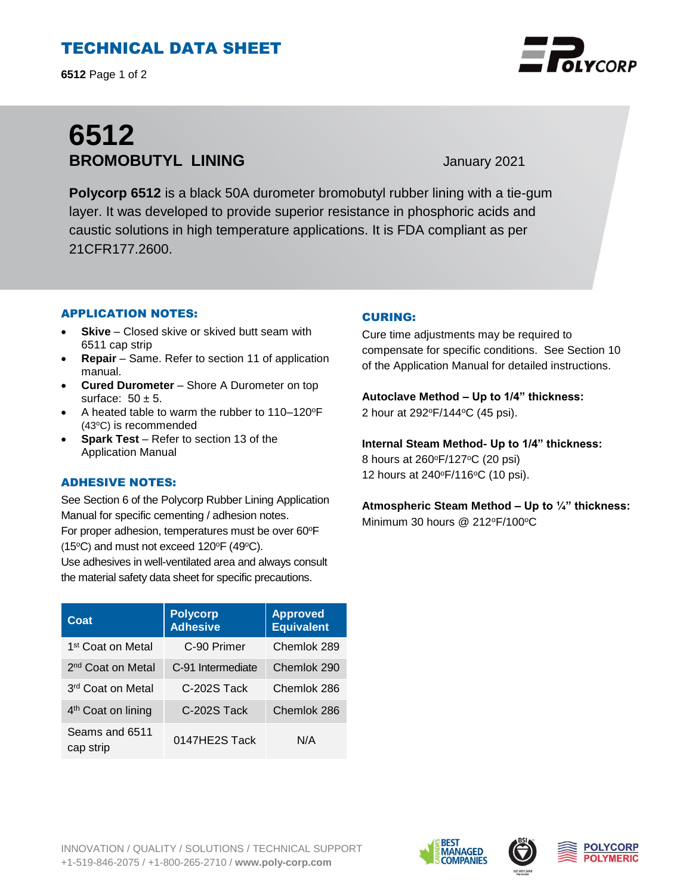# TECHNICAL DATA SHEET

# 6512

## BROMOBUTYL LINING

January 2021

**Polycorp 6512** is a black 50A durometer bromobutyl rubber lining with a tie-gum layer. It was developed to provide superior resistance in phosphoric acids and caustic solutions in high temperature applications. It is FDA compliant as per 21CFR177.2600.

### APPLICATION NOTES:

- **Skive** – Closed skive or skived butt seam with 6511 cap strip
- **Repair** – Same. Refer to section 11 of application manual.
- **Cured Durometer** – Shore A Durometer on top surface: 50 ± 5.
- A heated table to warm the rubber to 110–120ºF (43ºC) is recommended
- **Spark Test** – Refer to section 13 of the Application Manual

### ADHESIVE NOTES:

See Section 6 of the Polycorp Rubber Lining Application Manual for specific cementing / adhesion notes.
For proper adhesion, temperatures must be over 60ºF (15ºC) and must not exceed 120ºF (49ºC).
Use adhesives in well-ventilated area and always consult the material safety data sheet for specific precautions.

| Coat | Polycorp Adhesive | Approved Equivalent |
|---|---|---|
| 1st Coat on Metal | C-90 Primer | Chemlok 289 |
| 2nd Coat on Metal | C-91 Intermediate | Chemlok 290 |
| 3rd Coat on Metal | C-202S Tack | Chemlok 286 |
| 4th Coat on lining | C-202S Tack | Chemlok 286 |
| Seams and 6511 cap strip | 0147HE2S Tack | N/A |

### CURING:

Cure time adjustments may be required to compensate for specific conditions. See Section 10 of the Application Manual for detailed instructions.

**Autoclave Method – Up to 1/4" thickness:**
2 hour at 292ºF/144ºC (45 psi).

**Internal Steam Method- Up to 1/4" thickness:**
8 hours at 260ºF/127ºC (20 psi)
12 hours at 240ºF/116ºC (10 psi).

**Atmospheric Steam Method – Up to ¼" thickness:**
Minimum 30 hours @ 212ºF/100ºC

INNOVATION / QUALITY / SOLUTIONS / TECHNICAL SUPPORT
+1-519-846-2075 / +1-800-265-2710 / **www.poly-corp.com**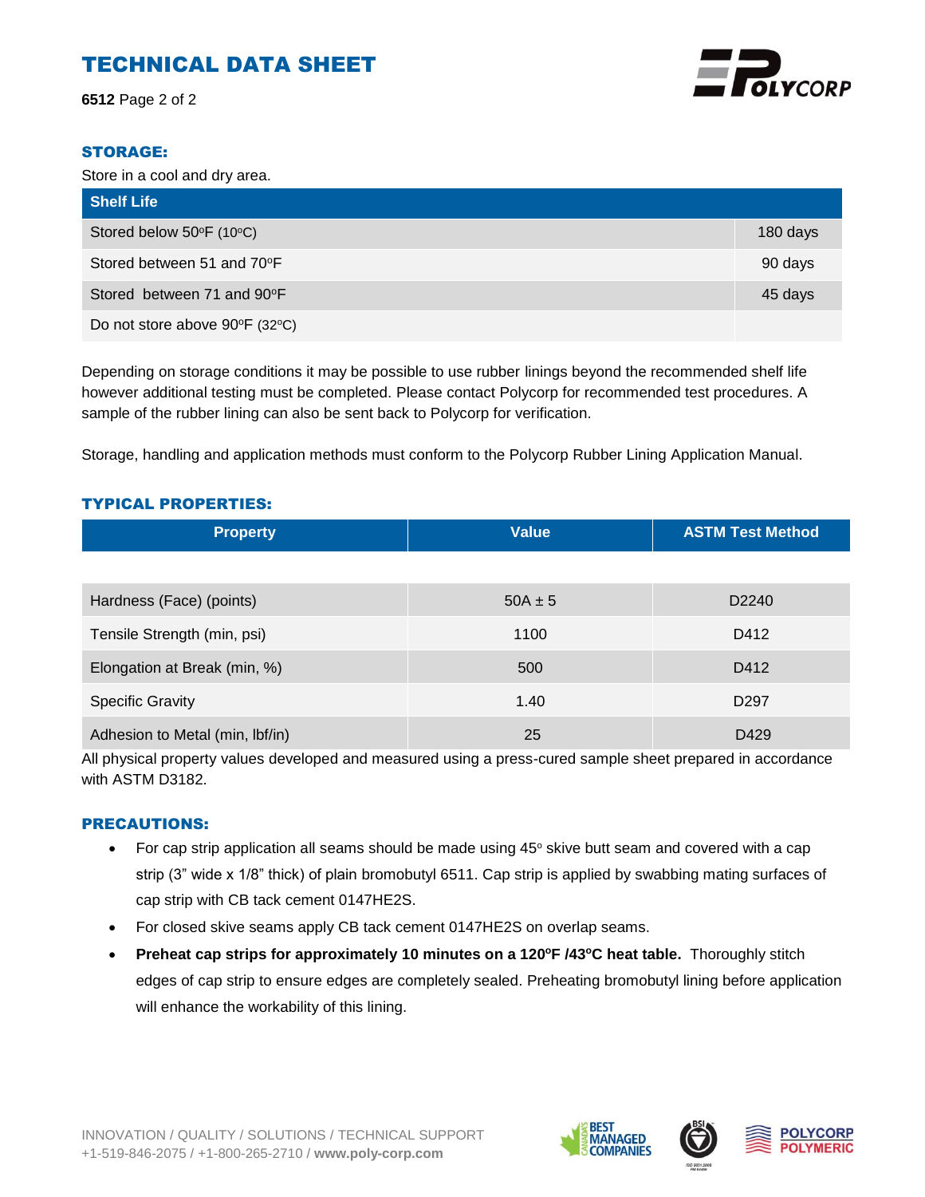## STORAGE:

Store in a cool and dry area.

| Shelf Life | |
|---|---|
| Stored below 50ºF (10ºC) | 180 days |
| Stored between 51 and 70ºF | 90 days |
| Stored between 71 and 90ºF | 45 days |
| Do not store above 90ºF (32ºC) | |

Depending on storage conditions it may be possible to use rubber linings beyond the recommended shelf life however additional testing must be completed. Please contact Polycorp for recommended test procedures. A sample of the rubber lining can also be sent back to Polycorp for verification.

Storage, handling and application methods must conform to the Polycorp Rubber Lining Application Manual.

## TYPICAL PROPERTIES:

| Property | Value | ASTM Test Method |
|---|---|---|
| Hardness (Face) (points) | 50A ± 5 | D2240 |
| Tensile Strength (min, psi) | 1100 | D412 |
| Elongation at Break (min, %) | 500 | D412 |
| Specific Gravity | 1.40 | D297 |
| Adhesion to Metal (min, lbf/in) | 25 | D429 |

All physical property values developed and measured using a press-cured sample sheet prepared in accordance with ASTM D3182.

## PRECAUTIONS:

- For cap strip application all seams should be made using 45º skive butt seam and covered with a cap strip (3" wide x 1/8" thick) of plain bromobutyl 6511. Cap strip is applied by swabbing mating surfaces of cap strip with CB tack cement 0147HE2S.
- For closed skive seams apply CB tack cement 0147HE2S on overlap seams.
- **Preheat cap strips for approximately 10 minutes on a 120ºF /43ºC heat table.** Thoroughly stitch edges of cap strip to ensure edges are completely sealed. Preheating bromobutyl lining before application will enhance the workability of this lining.

INNOVATION / QUALITY / SOLUTIONS / TECHNICAL SUPPORT
+1-519-846-2075 / +1-800-265-2710 / **www.poly-corp.com**